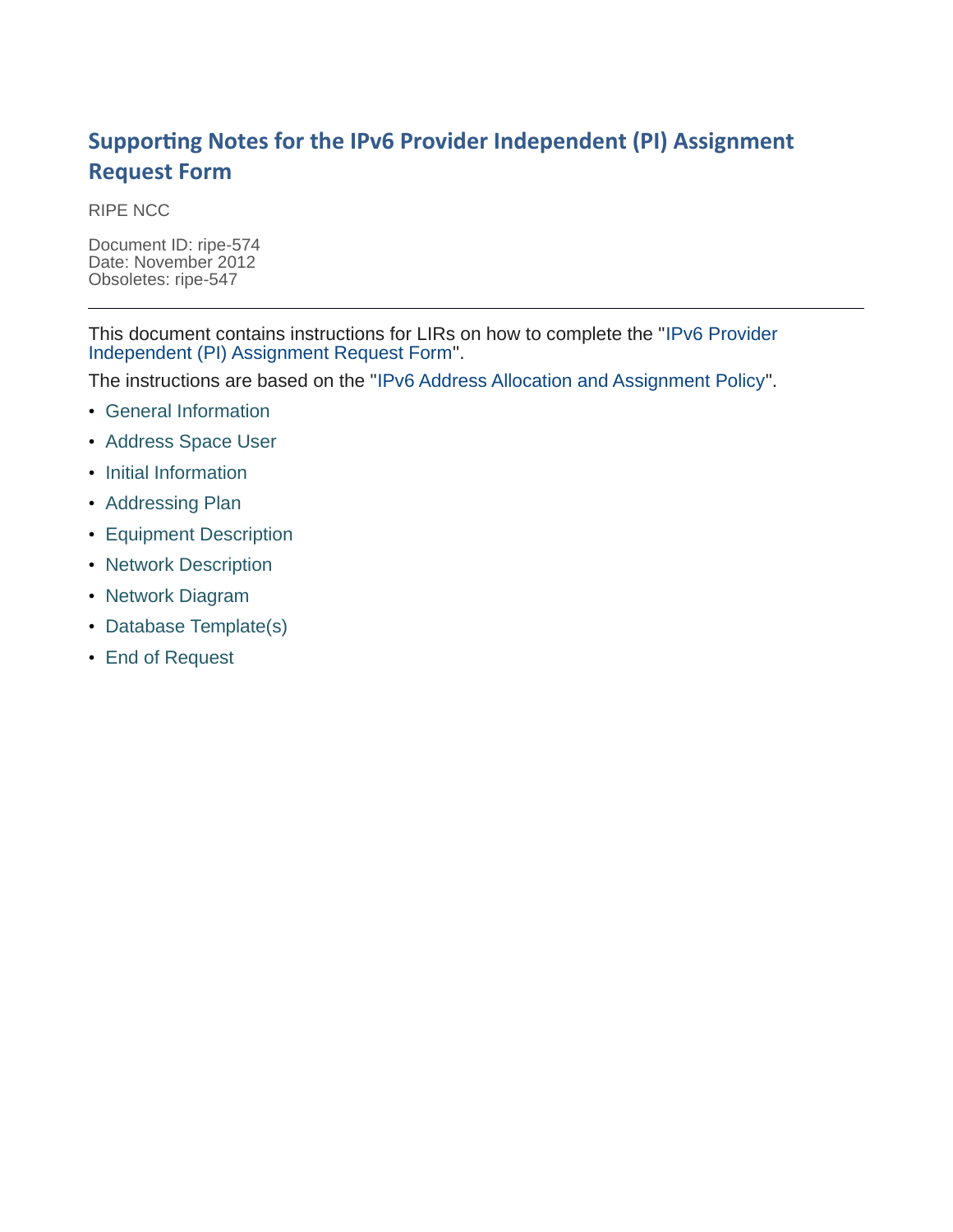# Supporting Notes for the IPv6 Provider Independent (PI) Assignment Request Form

RIPE NCC

Document ID: ripe-574
Date: November 2012
Obsoletes: ripe-547

---

This document contains instructions for LIRs on how to complete the "IPv6 Provider Independent (PI) Assignment Request Form".

The instructions are based on the "IPv6 Address Allocation and Assignment Policy".

- General Information
- Address Space User
- Initial Information
- Addressing Plan
- Equipment Description
- Network Description
- Network Diagram
- Database Template(s)
- End of Request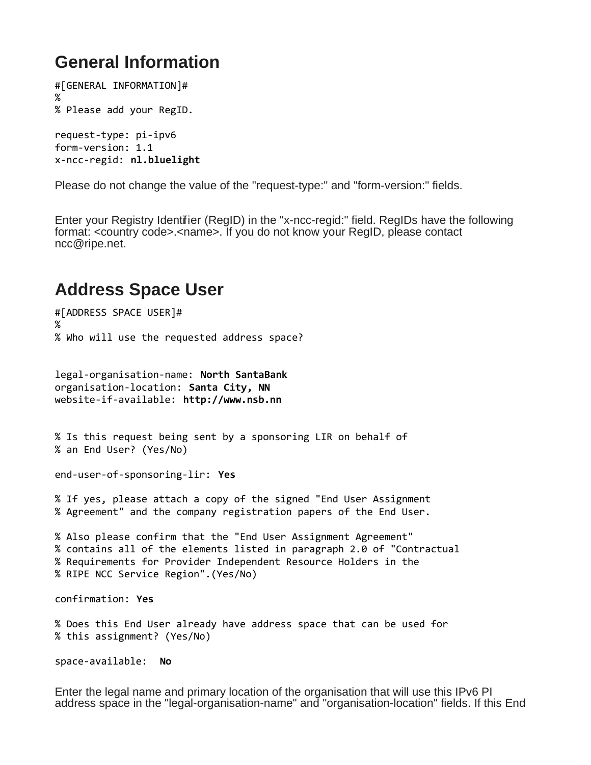## General Information

```
#[GENERAL INFORMATION]#
%
% Please add your RegID.

request-type: pi-ipv6
form-version: 1.1
x-ncc-regid: nl.bluelight
```

Please do not change the value of the "request-type:" and "form-version:" fields.

Enter your Registry Identifier (RegID) in the "x-ncc-regid:" field. RegIDs have the following format: <country code>.<name>. If you do not know your RegID, please contact ncc@ripe.net.

## Address Space User

```
#[ADDRESS SPACE USER]#
%
% Who will use the requested address space?


legal-organisation-name: North SantaBank
organisation-location: Santa City, NN
website-if-available: http://www.nsb.nn


% Is this request being sent by a sponsoring LIR on behalf of
% an End User? (Yes/No)

end-user-of-sponsoring-lir: Yes

% If yes, please attach a copy of the signed "End User Assignment
% Agreement" and the company registration papers of the End User.

% Also please confirm that the "End User Assignment Agreement"
% contains all of the elements listed in paragraph 2.0 of "Contractual
% Requirements for Provider Independent Resource Holders in the
% RIPE NCC Service Region".(Yes/No)

confirmation: Yes

% Does this End User already have address space that can be used for
% this assignment? (Yes/No)

space-available:  No
```

Enter the legal name and primary location of the organisation that will use this IPv6 PI address space in the "legal-organisation-name" and "organisation-location" fields. If this End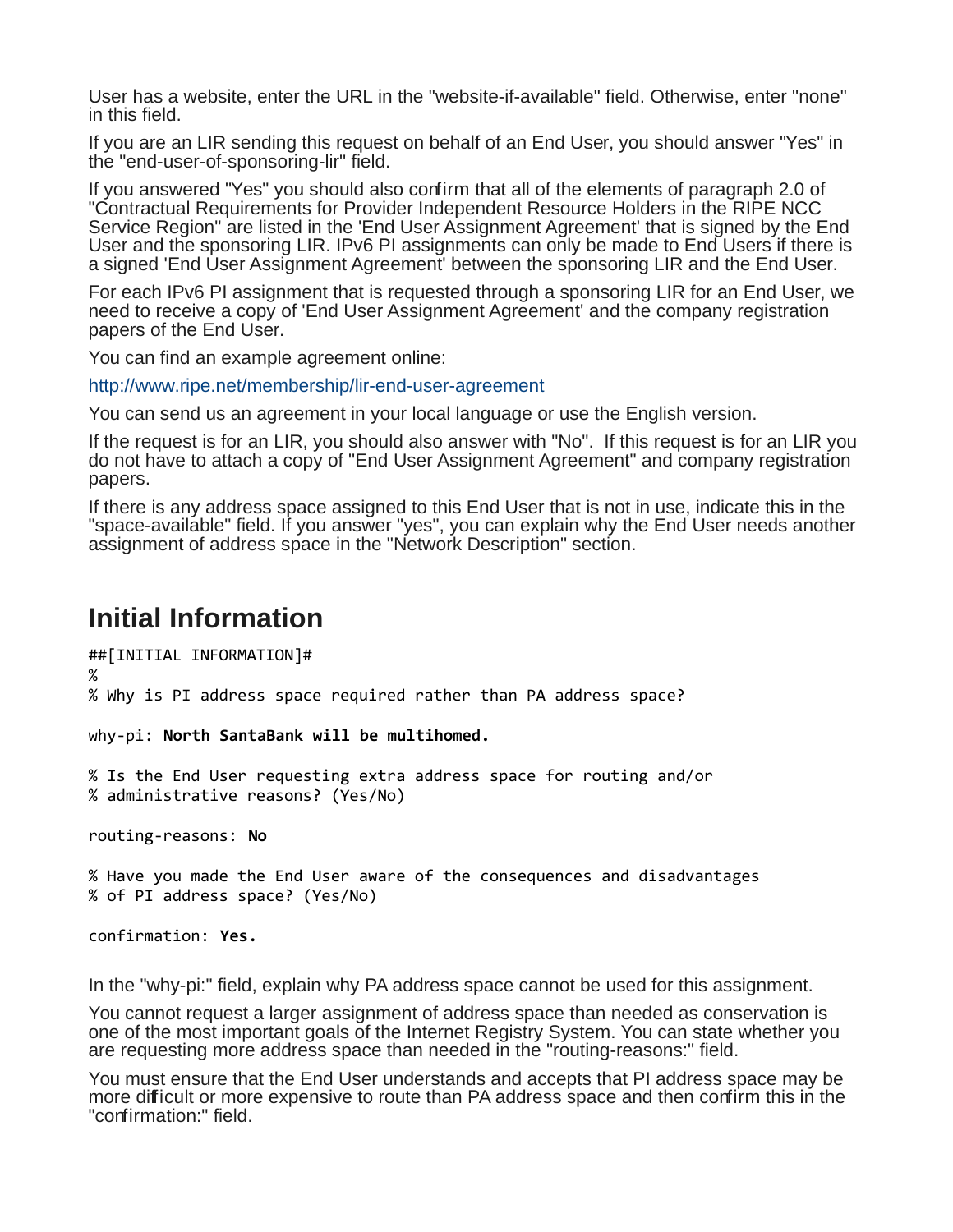User has a website, enter the URL in the "website-if-available" field. Otherwise, enter "none" in this field.

If you are an LIR sending this request on behalf of an End User, you should answer "Yes" in the "end-user-of-sponsoring-lir" field.

If you answered "Yes" you should also confirm that all of the elements of paragraph 2.0 of "Contractual Requirements for Provider Independent Resource Holders in the RIPE NCC Service Region" are listed in the 'End User Assignment Agreement' that is signed by the End User and the sponsoring LIR. IPv6 PI assignments can only be made to End Users if there is a signed 'End User Assignment Agreement' between the sponsoring LIR and the End User.

For each IPv6 PI assignment that is requested through a sponsoring LIR for an End User, we need to receive a copy of 'End User Assignment Agreement' and the company registration papers of the End User.

You can find an example agreement online:

http://www.ripe.net/membership/lir-end-user-agreement

You can send us an agreement in your local language or use the English version.

If the request is for an LIR, you should also answer with "No". If this request is for an LIR you do not have to attach a copy of "End User Assignment Agreement" and company registration papers.

If there is any address space assigned to this End User that is not in use, indicate this in the "space-available" field. If you answer "yes", you can explain why the End User needs another assignment of address space in the "Network Description" section.

## Initial Information

```
##[INITIAL INFORMATION]#
%
% Why is PI address space required rather than PA address space?

why-pi: North SantaBank will be multihomed.

% Is the End User requesting extra address space for routing and/or
% administrative reasons? (Yes/No)

routing-reasons: No

% Have you made the End User aware of the consequences and disadvantages
% of PI address space? (Yes/No)

confirmation: Yes.
```

In the "why-pi:" field, explain why PA address space cannot be used for this assignment.

You cannot request a larger assignment of address space than needed as conservation is one of the most important goals of the Internet Registry System. You can state whether you are requesting more address space than needed in the "routing-reasons:" field.

You must ensure that the End User understands and accepts that PI address space may be more difficult or more expensive to route than PA address space and then confirm this in the "confirmation:" field.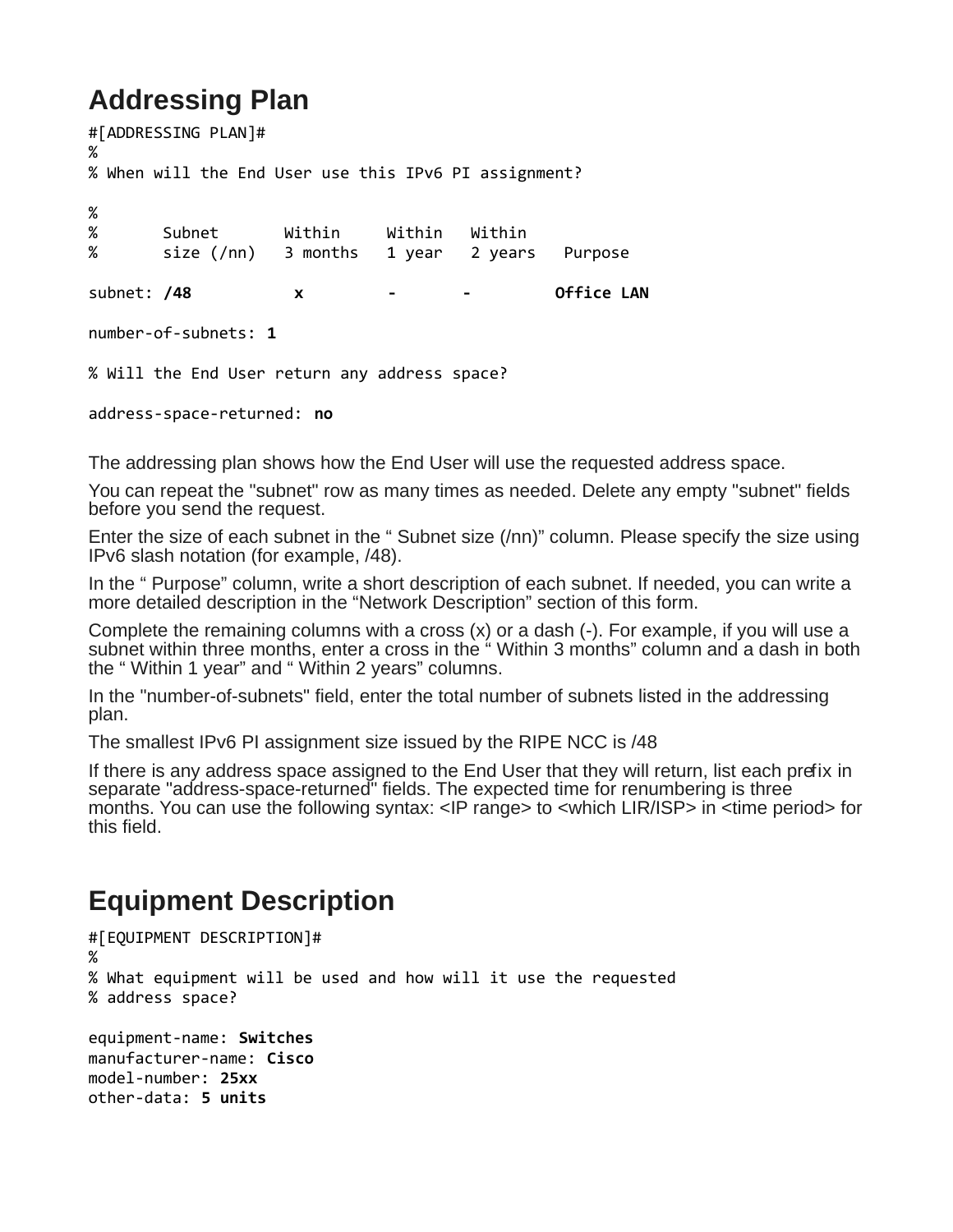## Addressing Plan

```
#[ADDRESSING PLAN]#
%
% When will the End User use this IPv6 PI assignment?

%
%       Subnet       Within     Within   Within
%       size (/nn)   3 months   1 year   2 years   Purpose

subnet: /48           x          -        -         Office LAN

number-of-subnets: 1

% Will the End User return any address space?

address-space-returned: no
```

The addressing plan shows how the End User will use the requested address space.

You can repeat the "subnet" row as many times as needed. Delete any empty "subnet" fields before you send the request.

Enter the size of each subnet in the " Subnet size (/nn)" column. Please specify the size using IPv6 slash notation (for example, /48).

In the " Purpose" column, write a short description of each subnet. If needed, you can write a more detailed description in the "Network Description" section of this form.

Complete the remaining columns with a cross (x) or a dash (-). For example, if you will use a subnet within three months, enter a cross in the " Within 3 months" column and a dash in both the " Within 1 year" and " Within 2 years" columns.

In the "number-of-subnets" field, enter the total number of subnets listed in the addressing plan.

The smallest IPv6 PI assignment size issued by the RIPE NCC is /48

If there is any address space assigned to the End User that they will return, list each prefix in separate "address-space-returned" fields. The expected time for renumbering is three months. You can use the following syntax: <IP range> to <which LIR/ISP> in <time period> for this field.

## Equipment Description

```
#[EQUIPMENT DESCRIPTION]#
%
% What equipment will be used and how will it use the requested
% address space?

equipment-name: Switches
manufacturer-name: Cisco
model-number: 25xx
other-data: 5 units
```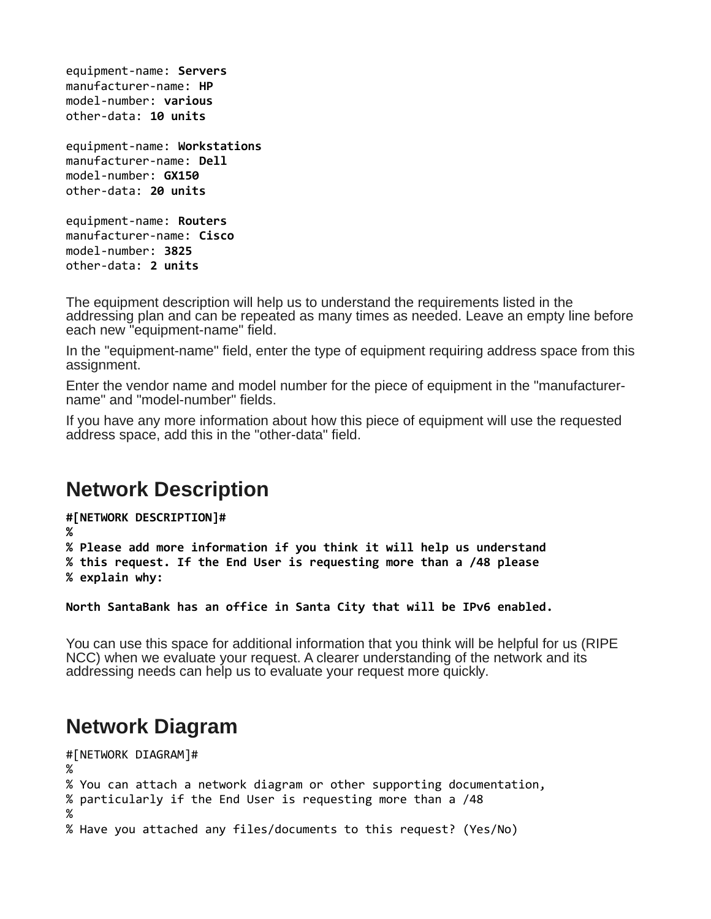```
equipment-name: Servers
manufacturer-name: HP
model-number: various
other-data: 10 units

equipment-name: Workstations
manufacturer-name: Dell
model-number: GX150
other-data: 20 units

equipment-name: Routers
manufacturer-name: Cisco
model-number: 3825
other-data: 2 units
```

The equipment description will help us to understand the requirements listed in the addressing plan and can be repeated as many times as needed. Leave an empty line before each new "equipment-name" field.

In the "equipment-name" field, enter the type of equipment requiring address space from this assignment.

Enter the vendor name and model number for the piece of equipment in the "manufacturer-name" and "model-number" fields.

If you have any more information about how this piece of equipment will use the requested address space, add this in the "other-data" field.

## Network Description

```
#[NETWORK DESCRIPTION]#
%
% Please add more information if you think it will help us understand
% this request. If the End User is requesting more than a /48 please
% explain why:

North SantaBank has an office in Santa City that will be IPv6 enabled.
```

You can use this space for additional information that you think will be helpful for us (RIPE NCC) when we evaluate your request. A clearer understanding of the network and its addressing needs can help us to evaluate your request more quickly.

## Network Diagram

```
#[NETWORK DIAGRAM]#
%
% You can attach a network diagram or other supporting documentation,
% particularly if the End User is requesting more than a /48
%
% Have you attached any files/documents to this request? (Yes/No)
```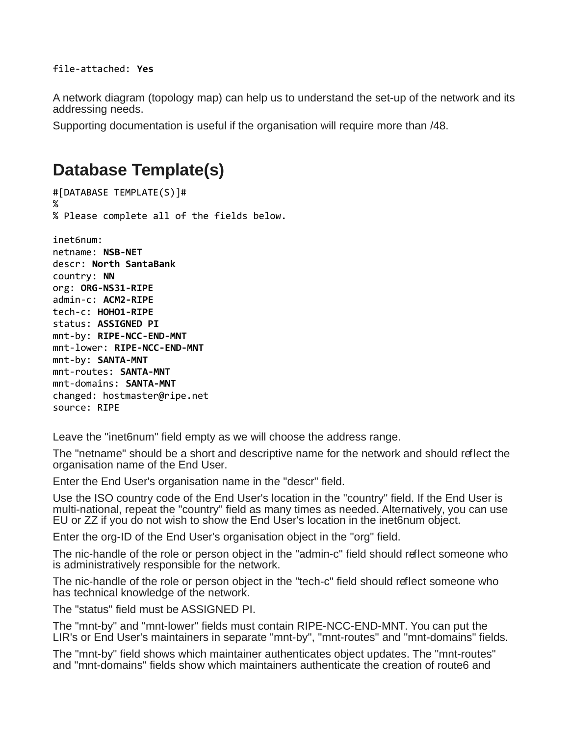```
file-attached: Yes
```

A network diagram (topology map) can help us to understand the set-up of the network and its addressing needs.

Supporting documentation is useful if the organisation will require more than /48.

## Database Template(s)

```
#[DATABASE TEMPLATE(S)]#
%
% Please complete all of the fields below.

inet6num:
netname: NSB-NET
descr: North SantaBank
country: NN
org: ORG-NS31-RIPE
admin-c: ACM2-RIPE
tech-c: HOHO1-RIPE
status: ASSIGNED PI
mnt-by: RIPE-NCC-END-MNT
mnt-lower: RIPE-NCC-END-MNT
mnt-by: SANTA-MNT
mnt-routes: SANTA-MNT
mnt-domains: SANTA-MNT
changed: hostmaster@ripe.net
source: RIPE
```

Leave the "inet6num" field empty as we will choose the address range.

The "netname" should be a short and descriptive name for the network and should reflect the organisation name of the End User.

Enter the End User's organisation name in the "descr" field.

Use the ISO country code of the End User's location in the "country" field. If the End User is multi-national, repeat the "country" field as many times as needed. Alternatively, you can use EU or ZZ if you do not wish to show the End User's location in the inet6num object.

Enter the org-ID of the End User's organisation object in the "org" field.

The nic-handle of the role or person object in the "admin-c" field should reflect someone who is administratively responsible for the network.

The nic-handle of the role or person object in the "tech-c" field should reflect someone who has technical knowledge of the network.

The "status" field must be ASSIGNED PI.

The "mnt-by" and "mnt-lower" fields must contain RIPE-NCC-END-MNT. You can put the LIR's or End User's maintainers in separate "mnt-by", "mnt-routes" and "mnt-domains" fields.

The "mnt-by" field shows which maintainer authenticates object updates. The "mnt-routes" and "mnt-domains" fields show which maintainers authenticate the creation of route6 and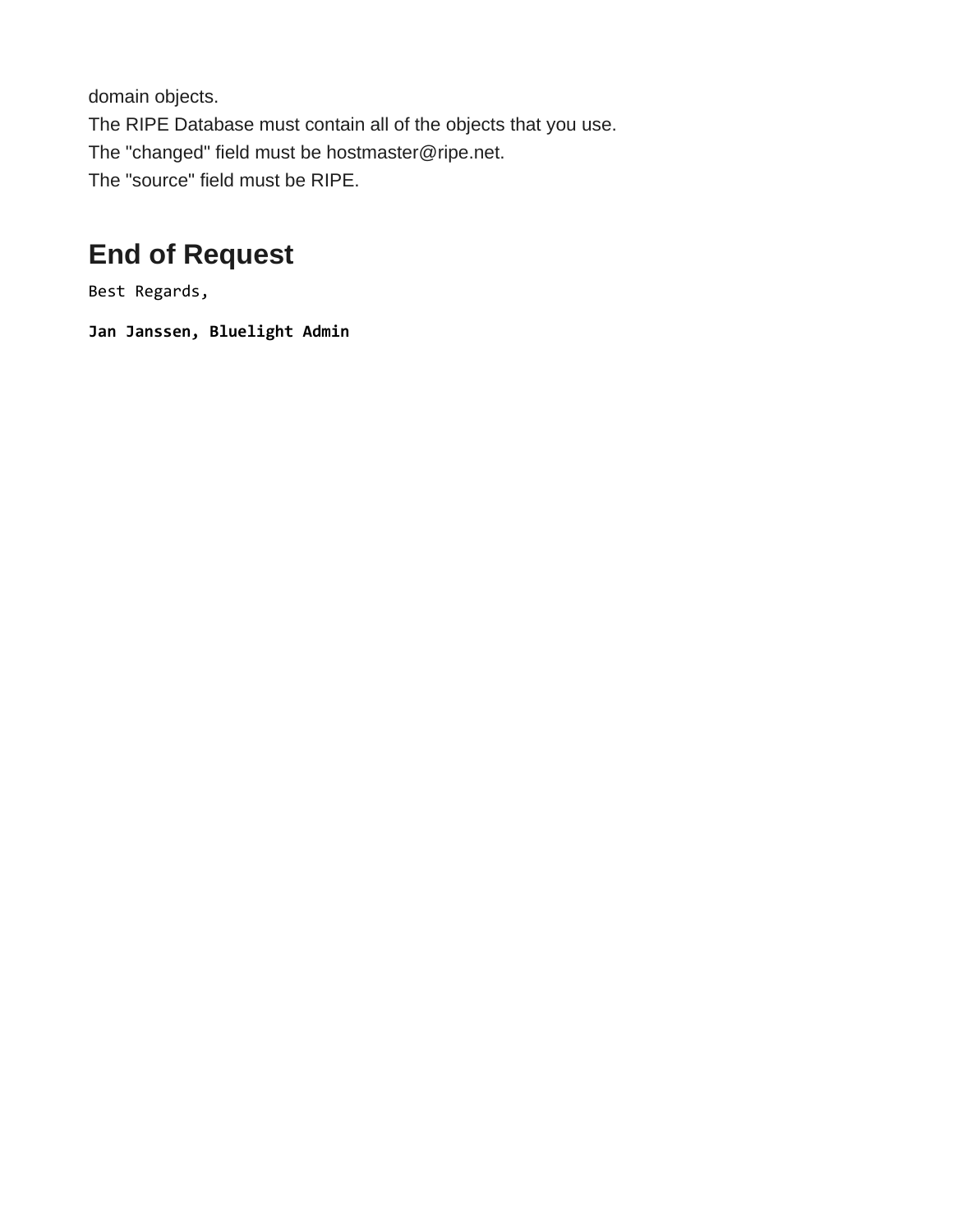domain objects.
The RIPE Database must contain all of the objects that you use.
The "changed" field must be hostmaster@ripe.net.
The "source" field must be RIPE.

## End of Request

```
Best Regards,
```

**`Jan Janssen, Bluelight Admin`**